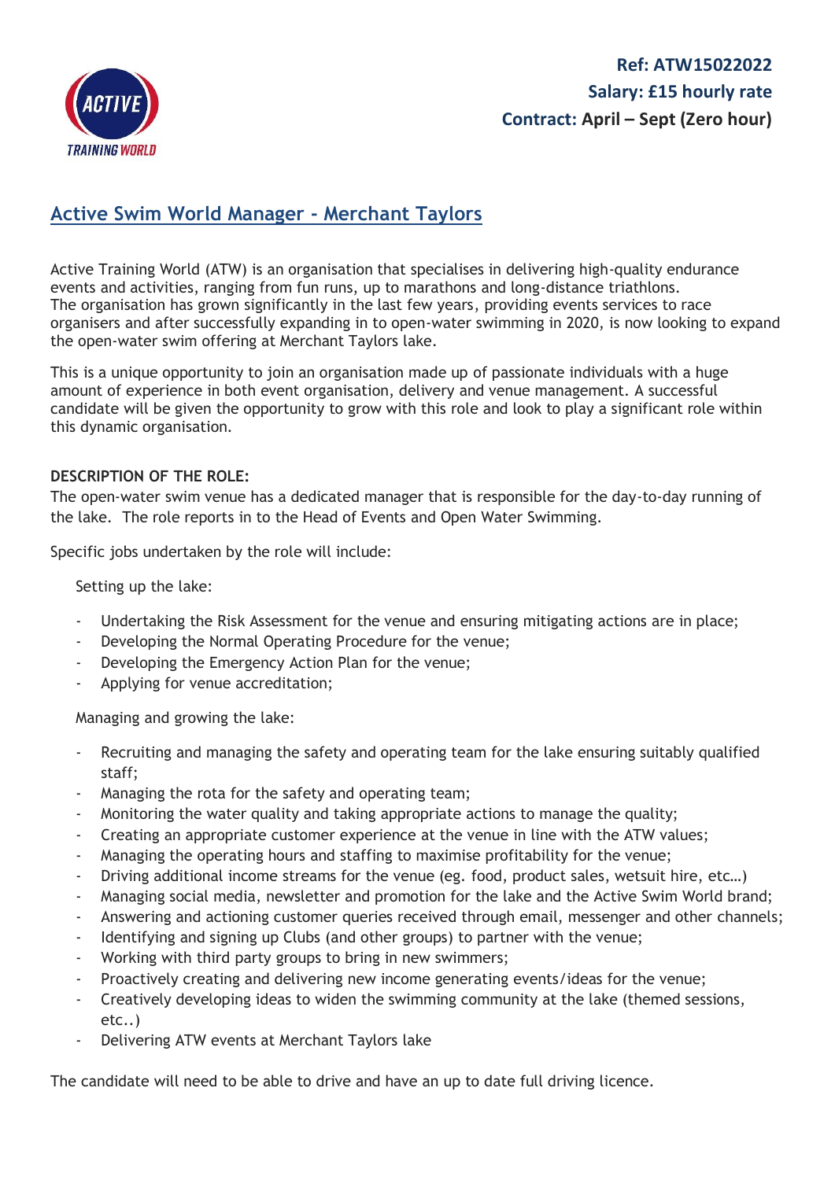**Ref: ATW15022022**
**Salary: £15 hourly rate**
**Contract: April – Sept (Zero hour)**

# Active Swim World Manager - Merchant Taylors

Active Training World (ATW) is an organisation that specialises in delivering high-quality endurance events and activities, ranging from fun runs, up to marathons and long-distance triathlons. The organisation has grown significantly in the last few years, providing events services to race organisers and after successfully expanding in to open-water swimming in 2020, is now looking to expand the open-water swim offering at Merchant Taylors lake.

This is a unique opportunity to join an organisation made up of passionate individuals with a huge amount of experience in both event organisation, delivery and venue management. A successful candidate will be given the opportunity to grow with this role and look to play a significant role within this dynamic organisation.

**DESCRIPTION OF THE ROLE:**

The open-water swim venue has a dedicated manager that is responsible for the day-to-day running of the lake. The role reports in to the Head of Events and Open Water Swimming.

Specific jobs undertaken by the role will include:

Setting up the lake:

- Undertaking the Risk Assessment for the venue and ensuring mitigating actions are in place;
- Developing the Normal Operating Procedure for the venue;
- Developing the Emergency Action Plan for the venue;
- Applying for venue accreditation;

Managing and growing the lake:

- Recruiting and managing the safety and operating team for the lake ensuring suitably qualified staff;
- Managing the rota for the safety and operating team;
- Monitoring the water quality and taking appropriate actions to manage the quality;
- Creating an appropriate customer experience at the venue in line with the ATW values;
- Managing the operating hours and staffing to maximise profitability for the venue;
- Driving additional income streams for the venue (eg. food, product sales, wetsuit hire, etc…)
- Managing social media, newsletter and promotion for the lake and the Active Swim World brand;
- Answering and actioning customer queries received through email, messenger and other channels;
- Identifying and signing up Clubs (and other groups) to partner with the venue;
- Working with third party groups to bring in new swimmers;
- Proactively creating and delivering new income generating events/ideas for the venue;
- Creatively developing ideas to widen the swimming community at the lake (themed sessions, etc..)
- Delivering ATW events at Merchant Taylors lake

The candidate will need to be able to drive and have an up to date full driving licence.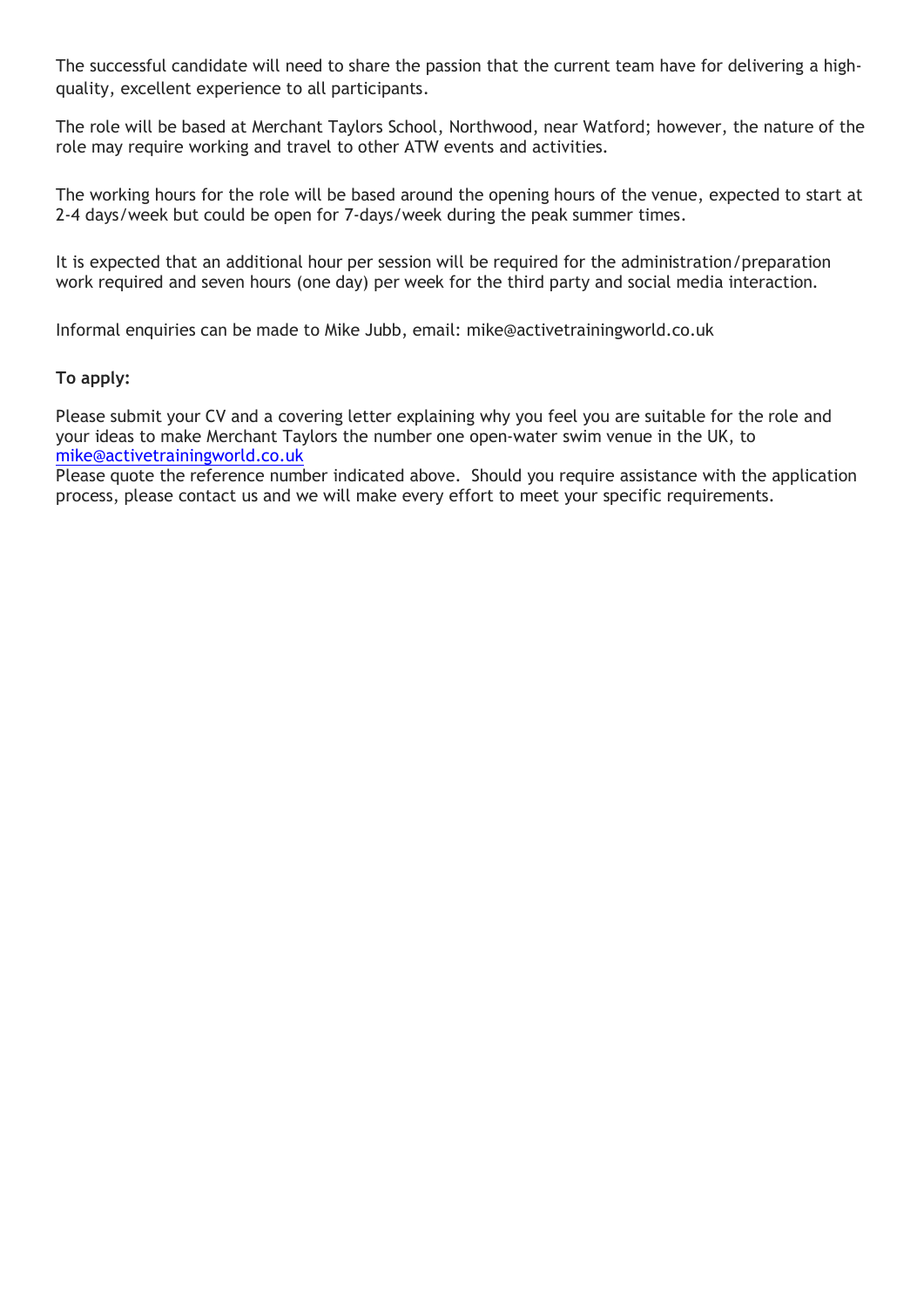The successful candidate will need to share the passion that the current team have for delivering a high-quality, excellent experience to all participants.

The role will be based at Merchant Taylors School, Northwood, near Watford; however, the nature of the role may require working and travel to other ATW events and activities.

The working hours for the role will be based around the opening hours of the venue, expected to start at 2-4 days/week but could be open for 7-days/week during the peak summer times.

It is expected that an additional hour per session will be required for the administration/preparation work required and seven hours (one day) per week for the third party and social media interaction.

Informal enquiries can be made to Mike Jubb, email: mike@activetrainingworld.co.uk

**To apply:**

Please submit your CV and a covering letter explaining why you feel you are suitable for the role and your ideas to make Merchant Taylors the number one open-water swim venue in the UK, to mike@activetrainingworld.co.uk
Please quote the reference number indicated above. Should you require assistance with the application process, please contact us and we will make every effort to meet your specific requirements.